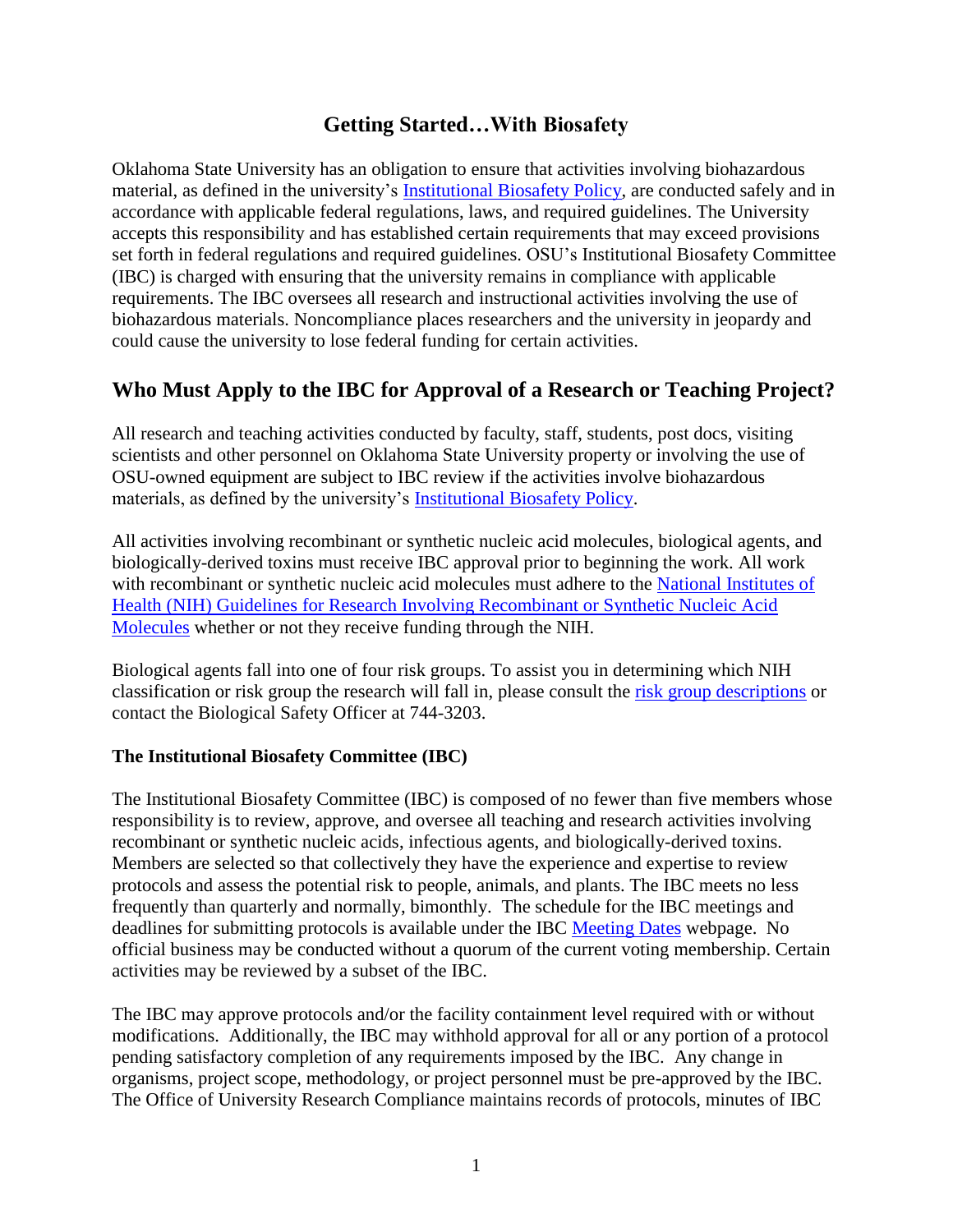# Getting Started…With Biosafety

Oklahoma State University has an obligation to ensure that activities involving biohazardous material, as defined in the university's Institutional Biosafety Policy, are conducted safely and in accordance with applicable federal regulations, laws, and required guidelines. The University accepts this responsibility and has established certain requirements that may exceed provisions set forth in federal regulations and required guidelines. OSU's Institutional Biosafety Committee (IBC) is charged with ensuring that the university remains in compliance with applicable requirements. The IBC oversees all research and instructional activities involving the use of biohazardous materials. Noncompliance places researchers and the university in jeopardy and could cause the university to lose federal funding for certain activities.

## Who Must Apply to the IBC for Approval of a Research or Teaching Project?

All research and teaching activities conducted by faculty, staff, students, post docs, visiting scientists and other personnel on Oklahoma State University property or involving the use of OSU-owned equipment are subject to IBC review if the activities involve biohazardous materials, as defined by the university's Institutional Biosafety Policy.

All activities involving recombinant or synthetic nucleic acid molecules, biological agents, and biologically-derived toxins must receive IBC approval prior to beginning the work. All work with recombinant or synthetic nucleic acid molecules must adhere to the National Institutes of Health (NIH) Guidelines for Research Involving Recombinant or Synthetic Nucleic Acid Molecules whether or not they receive funding through the NIH.

Biological agents fall into one of four risk groups. To assist you in determining which NIH classification or risk group the research will fall in, please consult the risk group descriptions or contact the Biological Safety Officer at 744-3203.

### The Institutional Biosafety Committee (IBC)

The Institutional Biosafety Committee (IBC) is composed of no fewer than five members whose responsibility is to review, approve, and oversee all teaching and research activities involving recombinant or synthetic nucleic acids, infectious agents, and biologically-derived toxins. Members are selected so that collectively they have the experience and expertise to review protocols and assess the potential risk to people, animals, and plants. The IBC meets no less frequently than quarterly and normally, bimonthly. The schedule for the IBC meetings and deadlines for submitting protocols is available under the IBC Meeting Dates webpage. No official business may be conducted without a quorum of the current voting membership. Certain activities may be reviewed by a subset of the IBC.

The IBC may approve protocols and/or the facility containment level required with or without modifications. Additionally, the IBC may withhold approval for all or any portion of a protocol pending satisfactory completion of any requirements imposed by the IBC. Any change in organisms, project scope, methodology, or project personnel must be pre-approved by the IBC. The Office of University Research Compliance maintains records of protocols, minutes of IBC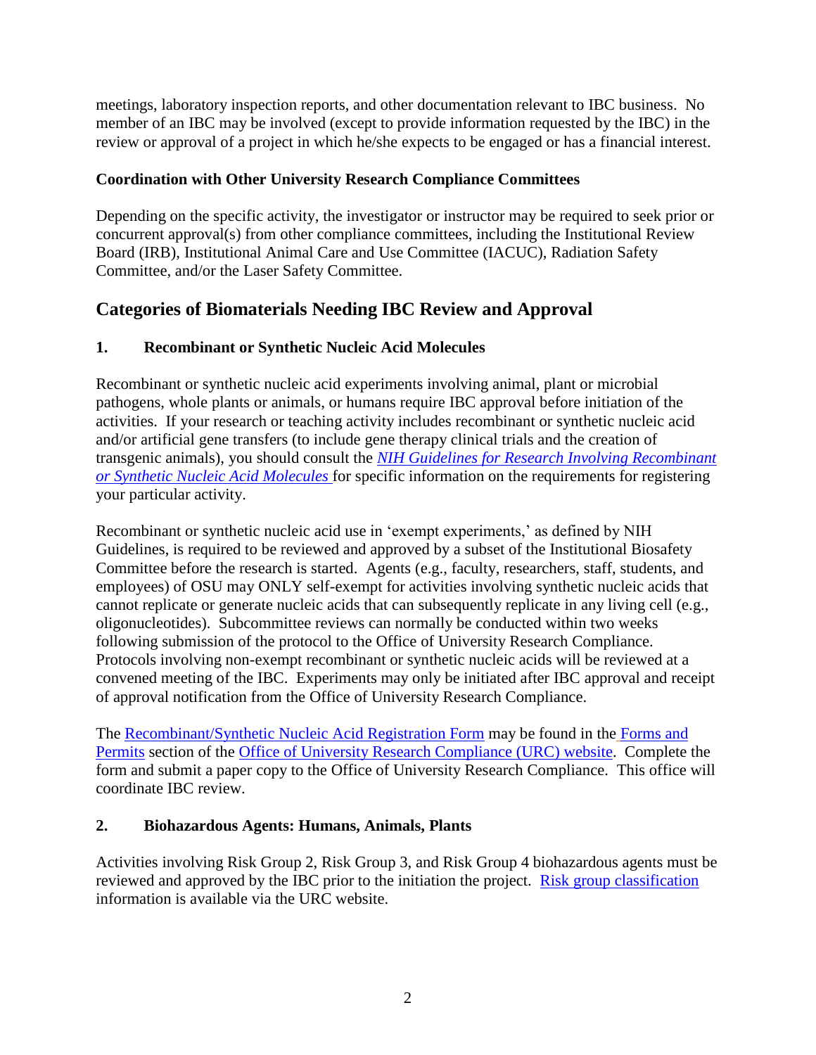meetings, laboratory inspection reports, and other documentation relevant to IBC business. No member of an IBC may be involved (except to provide information requested by the IBC) in the review or approval of a project in which he/she expects to be engaged or has a financial interest.

### Coordination with Other University Research Compliance Committees

Depending on the specific activity, the investigator or instructor may be required to seek prior or concurrent approval(s) from other compliance committees, including the Institutional Review Board (IRB), Institutional Animal Care and Use Committee (IACUC), Radiation Safety Committee, and/or the Laser Safety Committee.

## Categories of Biomaterials Needing IBC Review and Approval

### 1. Recombinant or Synthetic Nucleic Acid Molecules

Recombinant or synthetic nucleic acid experiments involving animal, plant or microbial pathogens, whole plants or animals, or humans require IBC approval before initiation of the activities. If your research or teaching activity includes recombinant or synthetic nucleic acid and/or artificial gene transfers (to include gene therapy clinical trials and the creation of transgenic animals), you should consult the *NIH Guidelines for Research Involving Recombinant or Synthetic Nucleic Acid Molecules* for specific information on the requirements for registering your particular activity.

Recombinant or synthetic nucleic acid use in 'exempt experiments,' as defined by NIH Guidelines, is required to be reviewed and approved by a subset of the Institutional Biosafety Committee before the research is started. Agents (e.g., faculty, researchers, staff, students, and employees) of OSU may ONLY self-exempt for activities involving synthetic nucleic acids that cannot replicate or generate nucleic acids that can subsequently replicate in any living cell (e.g., oligonucleotides). Subcommittee reviews can normally be conducted within two weeks following submission of the protocol to the Office of University Research Compliance. Protocols involving non-exempt recombinant or synthetic nucleic acids will be reviewed at a convened meeting of the IBC. Experiments may only be initiated after IBC approval and receipt of approval notification from the Office of University Research Compliance.

The Recombinant/Synthetic Nucleic Acid Registration Form may be found in the Forms and Permits section of the Office of University Research Compliance (URC) website. Complete the form and submit a paper copy to the Office of University Research Compliance. This office will coordinate IBC review.

### 2. Biohazardous Agents: Humans, Animals, Plants

Activities involving Risk Group 2, Risk Group 3, and Risk Group 4 biohazardous agents must be reviewed and approved by the IBC prior to the initiation the project. Risk group classification information is available via the URC website.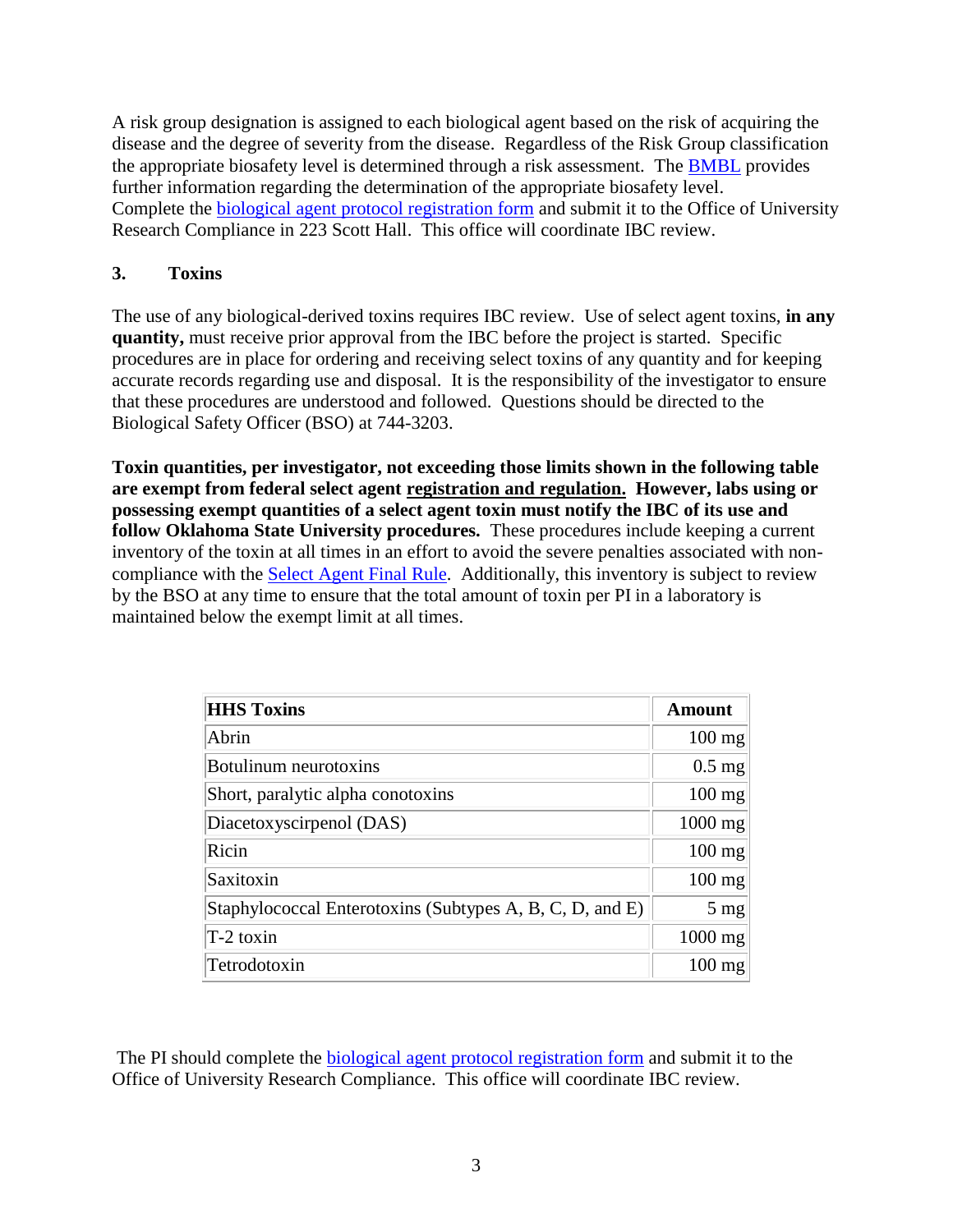A risk group designation is assigned to each biological agent based on the risk of acquiring the disease and the degree of severity from the disease. Regardless of the Risk Group classification the appropriate biosafety level is determined through a risk assessment. The BMBL provides further information regarding the determination of the appropriate biosafety level. Complete the biological agent protocol registration form and submit it to the Office of University Research Compliance in 223 Scott Hall. This office will coordinate IBC review.

### 3. Toxins

The use of any biological-derived toxins requires IBC review. Use of select agent toxins, **in any quantity,** must receive prior approval from the IBC before the project is started. Specific procedures are in place for ordering and receiving select toxins of any quantity and for keeping accurate records regarding use and disposal. It is the responsibility of the investigator to ensure that these procedures are understood and followed. Questions should be directed to the Biological Safety Officer (BSO) at 744-3203.

**Toxin quantities, per investigator, not exceeding those limits shown in the following table are exempt from federal select agent registration and regulation. However, labs using or possessing exempt quantities of a select agent toxin must notify the IBC of its use and follow Oklahoma State University procedures.** These procedures include keeping a current inventory of the toxin at all times in an effort to avoid the severe penalties associated with non-compliance with the Select Agent Final Rule. Additionally, this inventory is subject to review by the BSO at any time to ensure that the total amount of toxin per PI in a laboratory is maintained below the exempt limit at all times.

| HHS Toxins | Amount |
|---|---|
| Abrin | 100 mg |
| Botulinum neurotoxins | 0.5 mg |
| Short, paralytic alpha conotoxins | 100 mg |
| Diacetoxyscirpenol (DAS) | 1000 mg |
| Ricin | 100 mg |
| Saxitoxin | 100 mg |
| Staphylococcal Enterotoxins (Subtypes A, B, C, D, and E) | 5 mg |
| T-2 toxin | 1000 mg |
| Tetrodotoxin | 100 mg |

The PI should complete the biological agent protocol registration form and submit it to the Office of University Research Compliance. This office will coordinate IBC review.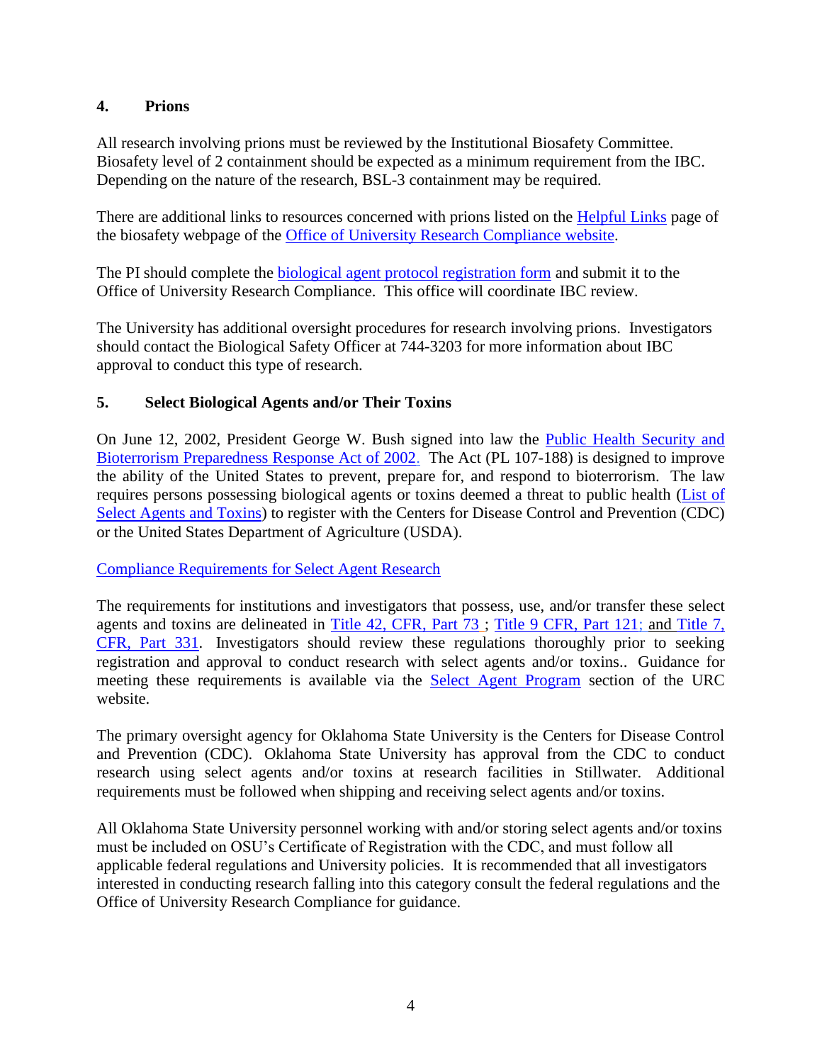## 4. Prions

All research involving prions must be reviewed by the Institutional Biosafety Committee. Biosafety level of 2 containment should be expected as a minimum requirement from the IBC. Depending on the nature of the research, BSL-3 containment may be required.

There are additional links to resources concerned with prions listed on the Helpful Links page of the biosafety webpage of the Office of University Research Compliance website.

The PI should complete the biological agent protocol registration form and submit it to the Office of University Research Compliance. This office will coordinate IBC review.

The University has additional oversight procedures for research involving prions. Investigators should contact the Biological Safety Officer at 744-3203 for more information about IBC approval to conduct this type of research.

## 5. Select Biological Agents and/or Their Toxins

On June 12, 2002, President George W. Bush signed into law the Public Health Security and Bioterrorism Preparedness Response Act of 2002. The Act (PL 107-188) is designed to improve the ability of the United States to prevent, prepare for, and respond to bioterrorism. The law requires persons possessing biological agents or toxins deemed a threat to public health (List of Select Agents and Toxins) to register with the Centers for Disease Control and Prevention (CDC) or the United States Department of Agriculture (USDA).

Compliance Requirements for Select Agent Research

The requirements for institutions and investigators that possess, use, and/or transfer these select agents and toxins are delineated in Title 42, CFR, Part 73 ; Title 9 CFR, Part 121; and Title 7, CFR, Part 331. Investigators should review these regulations thoroughly prior to seeking registration and approval to conduct research with select agents and/or toxins.. Guidance for meeting these requirements is available via the Select Agent Program section of the URC website.

The primary oversight agency for Oklahoma State University is the Centers for Disease Control and Prevention (CDC). Oklahoma State University has approval from the CDC to conduct research using select agents and/or toxins at research facilities in Stillwater. Additional requirements must be followed when shipping and receiving select agents and/or toxins.

All Oklahoma State University personnel working with and/or storing select agents and/or toxins must be included on OSU's Certificate of Registration with the CDC, and must follow all applicable federal regulations and University policies. It is recommended that all investigators interested in conducting research falling into this category consult the federal regulations and the Office of University Research Compliance for guidance.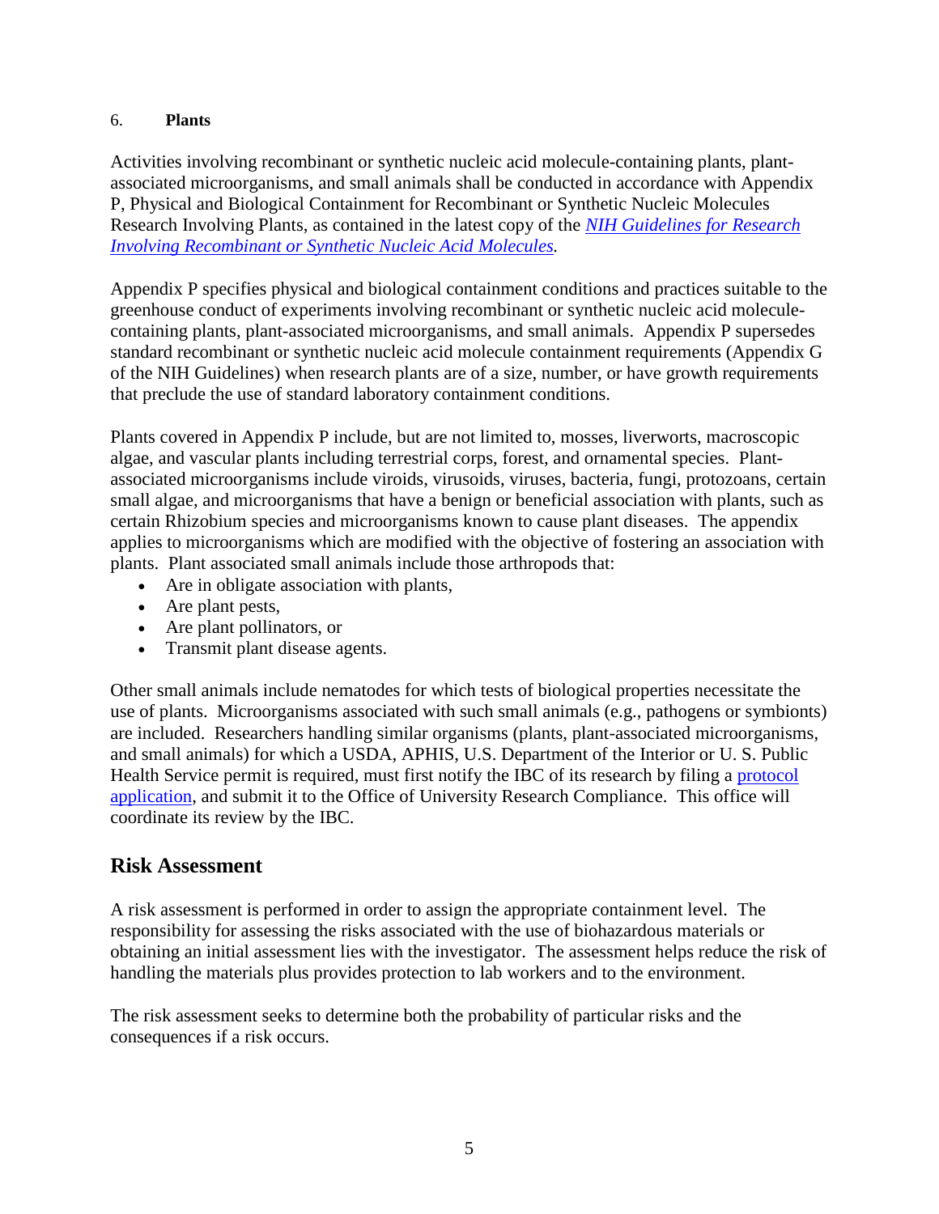6. **Plants**

Activities involving recombinant or synthetic nucleic acid molecule-containing plants, plant-associated microorganisms, and small animals shall be conducted in accordance with Appendix P, Physical and Biological Containment for Recombinant or Synthetic Nucleic Molecules Research Involving Plants, as contained in the latest copy of the [*NIH Guidelines for Research Involving Recombinant or Synthetic Nucleic Acid Molecules*](). 

Appendix P specifies physical and biological containment conditions and practices suitable to the greenhouse conduct of experiments involving recombinant or synthetic nucleic acid molecule-containing plants, plant-associated microorganisms, and small animals. Appendix P supersedes standard recombinant or synthetic nucleic acid molecule containment requirements (Appendix G of the NIH Guidelines) when research plants are of a size, number, or have growth requirements that preclude the use of standard laboratory containment conditions.

Plants covered in Appendix P include, but are not limited to, mosses, liverworts, macroscopic algae, and vascular plants including terrestrial corps, forest, and ornamental species. Plant-associated microorganisms include viroids, virusoids, viruses, bacteria, fungi, protozoans, certain small algae, and microorganisms that have a benign or beneficial association with plants, such as certain Rhizobium species and microorganisms known to cause plant diseases. The appendix applies to microorganisms which are modified with the objective of fostering an association with plants. Plant associated small animals include those arthropods that:

- Are in obligate association with plants,
- Are plant pests,
- Are plant pollinators, or
- Transmit plant disease agents.

Other small animals include nematodes for which tests of biological properties necessitate the use of plants. Microorganisms associated with such small animals (e.g., pathogens or symbionts) are included. Researchers handling similar organisms (plants, plant-associated microorganisms, and small animals) for which a USDA, APHIS, U.S. Department of the Interior or U. S. Public Health Service permit is required, must first notify the IBC of its research by filing a [protocol application](), and submit it to the Office of University Research Compliance. This office will coordinate its review by the IBC.

## Risk Assessment

A risk assessment is performed in order to assign the appropriate containment level. The responsibility for assessing the risks associated with the use of biohazardous materials or obtaining an initial assessment lies with the investigator. The assessment helps reduce the risk of handling the materials plus provides protection to lab workers and to the environment.

The risk assessment seeks to determine both the probability of particular risks and the consequences if a risk occurs.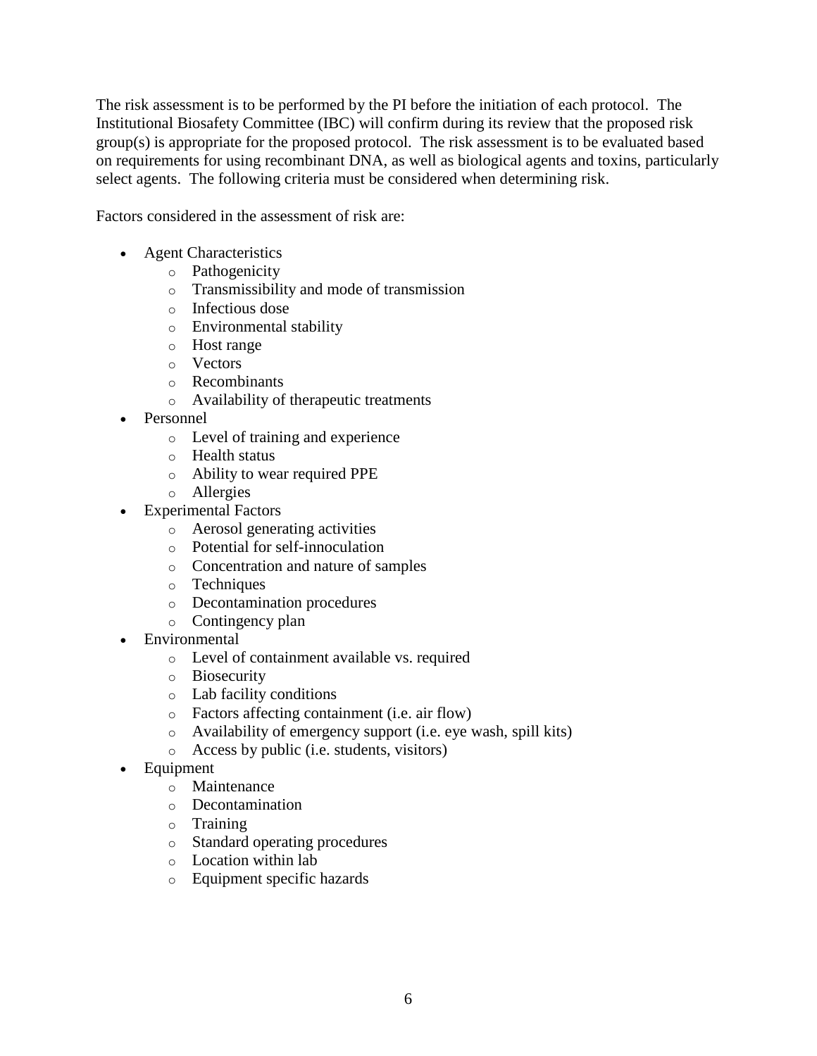The risk assessment is to be performed by the PI before the initiation of each protocol. The Institutional Biosafety Committee (IBC) will confirm during its review that the proposed risk group(s) is appropriate for the proposed protocol. The risk assessment is to be evaluated based on requirements for using recombinant DNA, as well as biological agents and toxins, particularly select agents. The following criteria must be considered when determining risk.

Factors considered in the assessment of risk are:

- Agent Characteristics
  - Pathogenicity
  - Transmissibility and mode of transmission
  - Infectious dose
  - Environmental stability
  - Host range
  - Vectors
  - Recombinants
  - Availability of therapeutic treatments
- Personnel
  - Level of training and experience
  - Health status
  - Ability to wear required PPE
  - Allergies
- Experimental Factors
  - Aerosol generating activities
  - Potential for self-innoculation
  - Concentration and nature of samples
  - Techniques
  - Decontamination procedures
  - Contingency plan
- Environmental
  - Level of containment available vs. required
  - Biosecurity
  - Lab facility conditions
  - Factors affecting containment (i.e. air flow)
  - Availability of emergency support (i.e. eye wash, spill kits)
  - Access by public (i.e. students, visitors)
- Equipment
  - Maintenance
  - Decontamination
  - Training
  - Standard operating procedures
  - Location within lab
  - Equipment specific hazards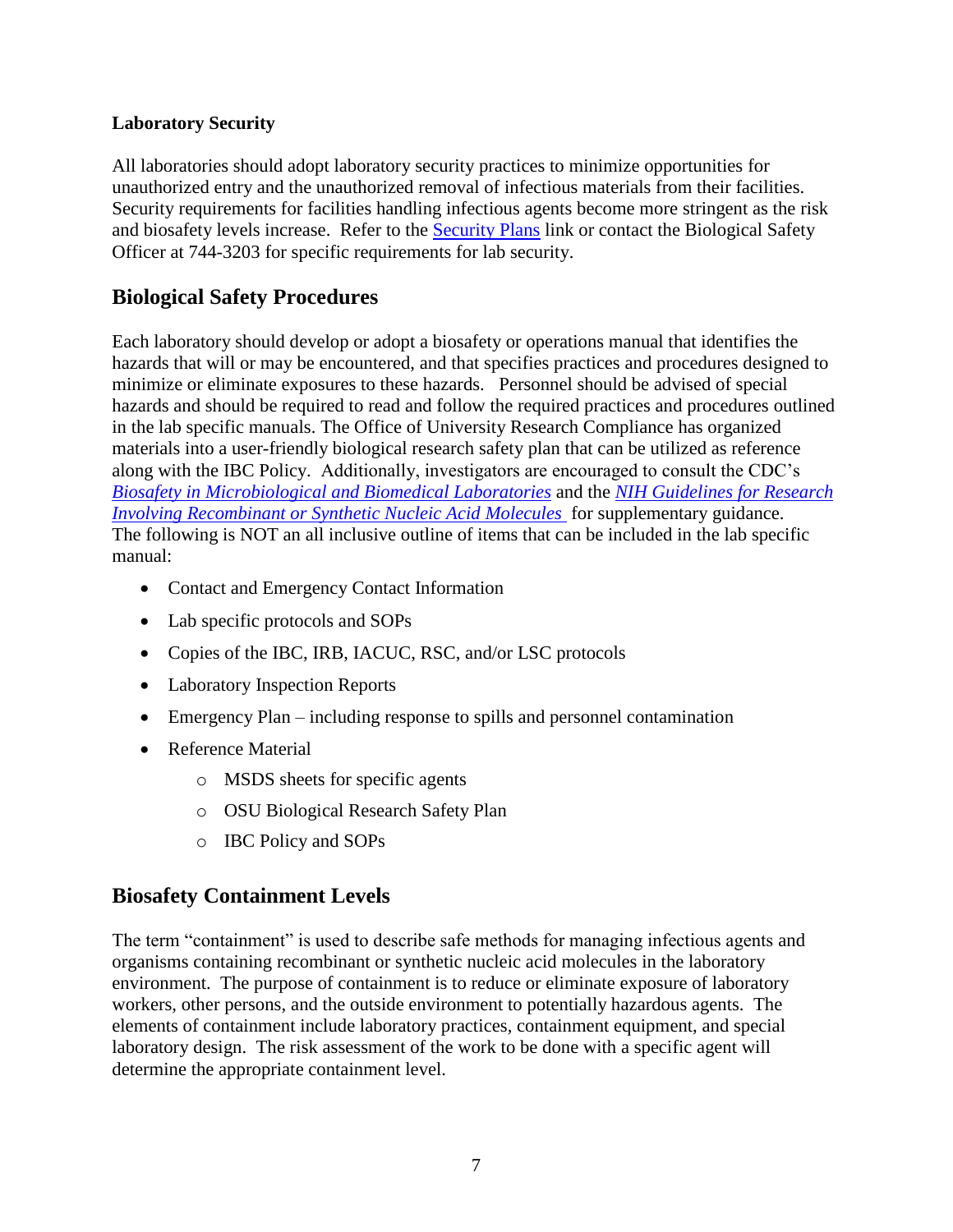**Laboratory Security**

All laboratories should adopt laboratory security practices to minimize opportunities for unauthorized entry and the unauthorized removal of infectious materials from their facilities. Security requirements for facilities handling infectious agents become more stringent as the risk and biosafety levels increase. Refer to the Security Plans link or contact the Biological Safety Officer at 744-3203 for specific requirements for lab security.

## Biological Safety Procedures

Each laboratory should develop or adopt a biosafety or operations manual that identifies the hazards that will or may be encountered, and that specifies practices and procedures designed to minimize or eliminate exposures to these hazards. Personnel should be advised of special hazards and should be required to read and follow the required practices and procedures outlined in the lab specific manuals. The Office of University Research Compliance has organized materials into a user-friendly biological research safety plan that can be utilized as reference along with the IBC Policy. Additionally, investigators are encouraged to consult the CDC's *Biosafety in Microbiological and Biomedical Laboratories* and the *NIH Guidelines for Research Involving Recombinant or Synthetic Nucleic Acid Molecules* for supplementary guidance. The following is NOT an all inclusive outline of items that can be included in the lab specific manual:

- Contact and Emergency Contact Information
- Lab specific protocols and SOPs
- Copies of the IBC, IRB, IACUC, RSC, and/or LSC protocols
- Laboratory Inspection Reports
- Emergency Plan – including response to spills and personnel contamination
- Reference Material
    - MSDS sheets for specific agents
    - OSU Biological Research Safety Plan
    - IBC Policy and SOPs

## Biosafety Containment Levels

The term "containment" is used to describe safe methods for managing infectious agents and organisms containing recombinant or synthetic nucleic acid molecules in the laboratory environment. The purpose of containment is to reduce or eliminate exposure of laboratory workers, other persons, and the outside environment to potentially hazardous agents. The elements of containment include laboratory practices, containment equipment, and special laboratory design. The risk assessment of the work to be done with a specific agent will determine the appropriate containment level.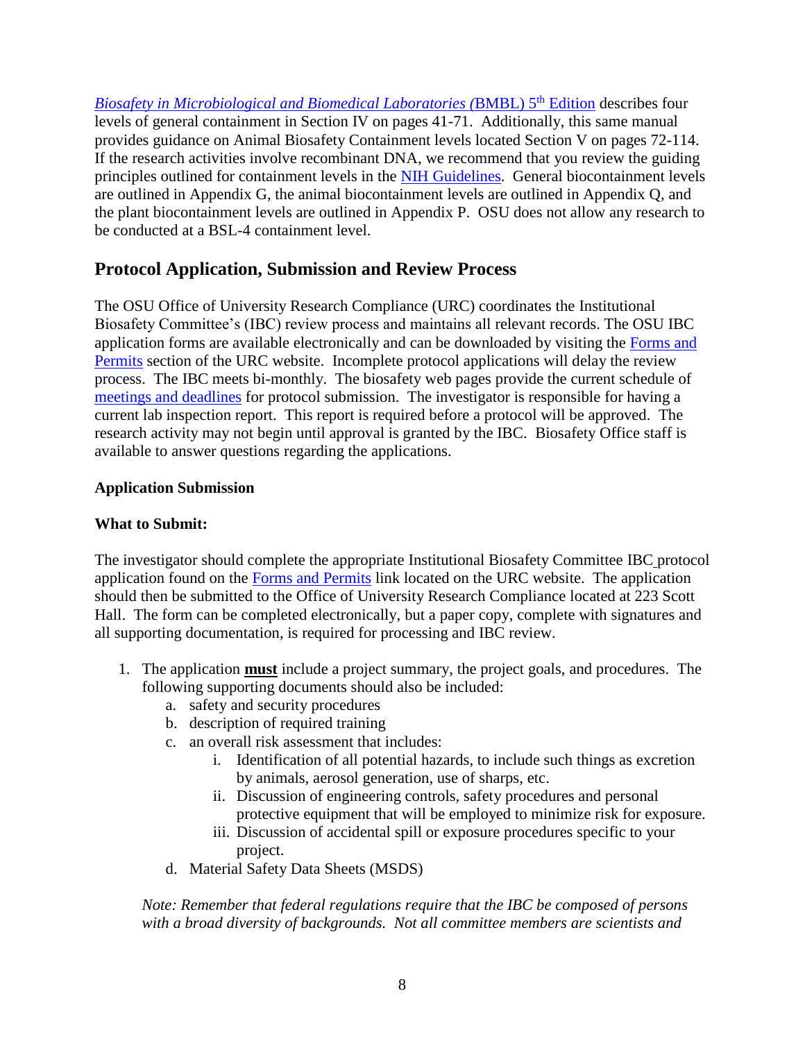*Biosafety in Microbiological and Biomedical Laboratories (*BMBL) 5th Edition describes four levels of general containment in Section IV on pages 41-71. Additionally, this same manual provides guidance on Animal Biosafety Containment levels located Section V on pages 72-114. If the research activities involve recombinant DNA, we recommend that you review the guiding principles outlined for containment levels in the NIH Guidelines. General biocontainment levels are outlined in Appendix G, the animal biocontainment levels are outlined in Appendix Q, and the plant biocontainment levels are outlined in Appendix P. OSU does not allow any research to be conducted at a BSL-4 containment level.

## Protocol Application, Submission and Review Process

The OSU Office of University Research Compliance (URC) coordinates the Institutional Biosafety Committee's (IBC) review process and maintains all relevant records. The OSU IBC application forms are available electronically and can be downloaded by visiting the Forms and Permits section of the URC website. Incomplete protocol applications will delay the review process. The IBC meets bi-monthly. The biosafety web pages provide the current schedule of meetings and deadlines for protocol submission. The investigator is responsible for having a current lab inspection report. This report is required before a protocol will be approved. The research activity may not begin until approval is granted by the IBC. Biosafety Office staff is available to answer questions regarding the applications.

**Application Submission**

**What to Submit:**

The investigator should complete the appropriate Institutional Biosafety Committee IBC protocol application found on the Forms and Permits link located on the URC website. The application should then be submitted to the Office of University Research Compliance located at 223 Scott Hall. The form can be completed electronically, but a paper copy, complete with signatures and all supporting documentation, is required for processing and IBC review.

1. The application **must** include a project summary, the project goals, and procedures. The following supporting documents should also be included:
   a. safety and security procedures
   b. description of required training
   c. an overall risk assessment that includes:
      i. Identification of all potential hazards, to include such things as excretion by animals, aerosol generation, use of sharps, etc.
      ii. Discussion of engineering controls, safety procedures and personal protective equipment that will be employed to minimize risk for exposure.
      iii. Discussion of accidental spill or exposure procedures specific to your project.
   d. Material Safety Data Sheets (MSDS)

   *Note: Remember that federal regulations require that the IBC be composed of persons with a broad diversity of backgrounds. Not all committee members are scientists and*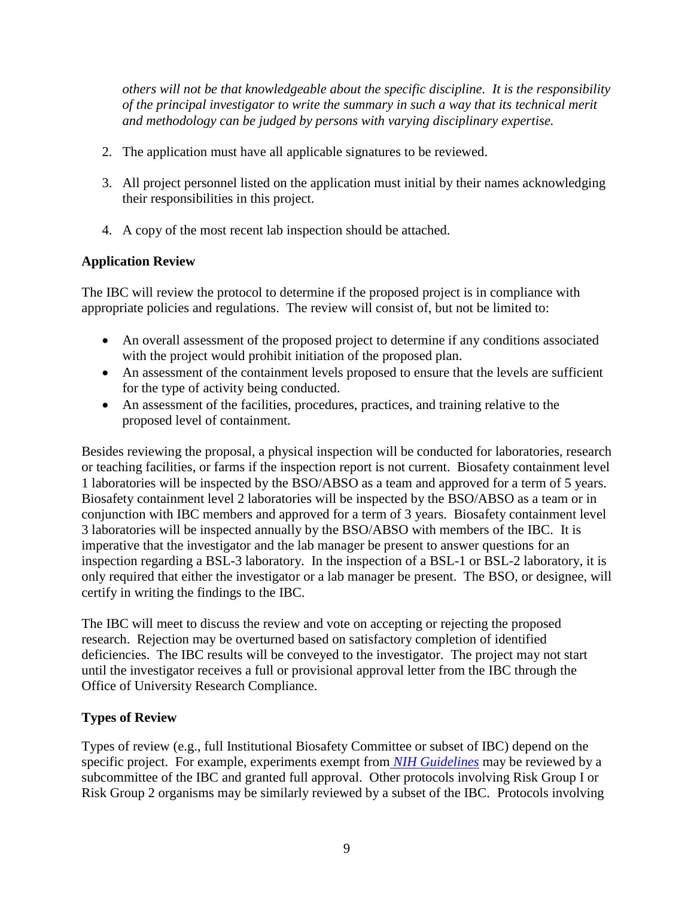*others will not be that knowledgeable about the specific discipline. It is the responsibility of the principal investigator to write the summary in such a way that its technical merit and methodology can be judged by persons with varying disciplinary expertise.*

2. The application must have all applicable signatures to be reviewed.

3. All project personnel listed on the application must initial by their names acknowledging their responsibilities in this project.

4. A copy of the most recent lab inspection should be attached.

**Application Review**

The IBC will review the protocol to determine if the proposed project is in compliance with appropriate policies and regulations. The review will consist of, but not be limited to:

- An overall assessment of the proposed project to determine if any conditions associated with the project would prohibit initiation of the proposed plan.
- An assessment of the containment levels proposed to ensure that the levels are sufficient for the type of activity being conducted.
- An assessment of the facilities, procedures, practices, and training relative to the proposed level of containment.

Besides reviewing the proposal, a physical inspection will be conducted for laboratories, research or teaching facilities, or farms if the inspection report is not current. Biosafety containment level 1 laboratories will be inspected by the BSO/ABSO as a team and approved for a term of 5 years. Biosafety containment level 2 laboratories will be inspected by the BSO/ABSO as a team or in conjunction with IBC members and approved for a term of 3 years. Biosafety containment level 3 laboratories will be inspected annually by the BSO/ABSO with members of the IBC. It is imperative that the investigator and the lab manager be present to answer questions for an inspection regarding a BSL-3 laboratory. In the inspection of a BSL-1 or BSL-2 laboratory, it is only required that either the investigator or a lab manager be present. The BSO, or designee, will certify in writing the findings to the IBC.

The IBC will meet to discuss the review and vote on accepting or rejecting the proposed research. Rejection may be overturned based on satisfactory completion of identified deficiencies. The IBC results will be conveyed to the investigator. The project may not start until the investigator receives a full or provisional approval letter from the IBC through the Office of University Research Compliance.

**Types of Review**

Types of review (e.g., full Institutional Biosafety Committee or subset of IBC) depend on the specific project. For example, experiments exempt from *NIH Guidelines* may be reviewed by a subcommittee of the IBC and granted full approval. Other protocols involving Risk Group I or Risk Group 2 organisms may be similarly reviewed by a subset of the IBC. Protocols involving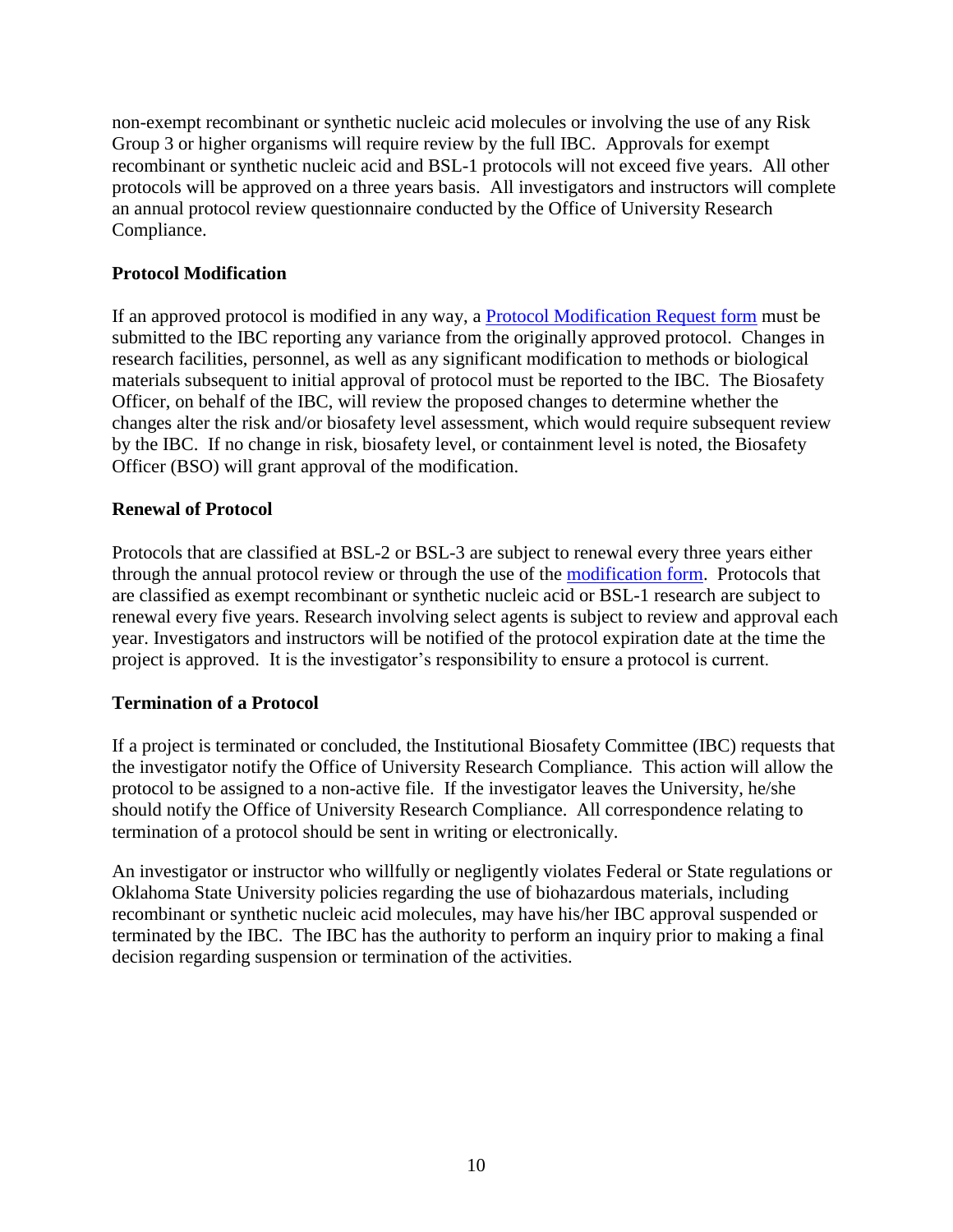non-exempt recombinant or synthetic nucleic acid molecules or involving the use of any Risk Group 3 or higher organisms will require review by the full IBC. Approvals for exempt recombinant or synthetic nucleic acid and BSL-1 protocols will not exceed five years. All other protocols will be approved on a three years basis. All investigators and instructors will complete an annual protocol review questionnaire conducted by the Office of University Research Compliance.

**Protocol Modification**

If an approved protocol is modified in any way, a Protocol Modification Request form must be submitted to the IBC reporting any variance from the originally approved protocol. Changes in research facilities, personnel, as well as any significant modification to methods or biological materials subsequent to initial approval of protocol must be reported to the IBC. The Biosafety Officer, on behalf of the IBC, will review the proposed changes to determine whether the changes alter the risk and/or biosafety level assessment, which would require subsequent review by the IBC. If no change in risk, biosafety level, or containment level is noted, the Biosafety Officer (BSO) will grant approval of the modification.

**Renewal of Protocol**

Protocols that are classified at BSL-2 or BSL-3 are subject to renewal every three years either through the annual protocol review or through the use of the modification form. Protocols that are classified as exempt recombinant or synthetic nucleic acid or BSL-1 research are subject to renewal every five years. Research involving select agents is subject to review and approval each year. Investigators and instructors will be notified of the protocol expiration date at the time the project is approved. It is the investigator's responsibility to ensure a protocol is current.

**Termination of a Protocol**

If a project is terminated or concluded, the Institutional Biosafety Committee (IBC) requests that the investigator notify the Office of University Research Compliance. This action will allow the protocol to be assigned to a non-active file. If the investigator leaves the University, he/she should notify the Office of University Research Compliance. All correspondence relating to termination of a protocol should be sent in writing or electronically.

An investigator or instructor who willfully or negligently violates Federal or State regulations or Oklahoma State University policies regarding the use of biohazardous materials, including recombinant or synthetic nucleic acid molecules, may have his/her IBC approval suspended or terminated by the IBC. The IBC has the authority to perform an inquiry prior to making a final decision regarding suspension or termination of the activities.